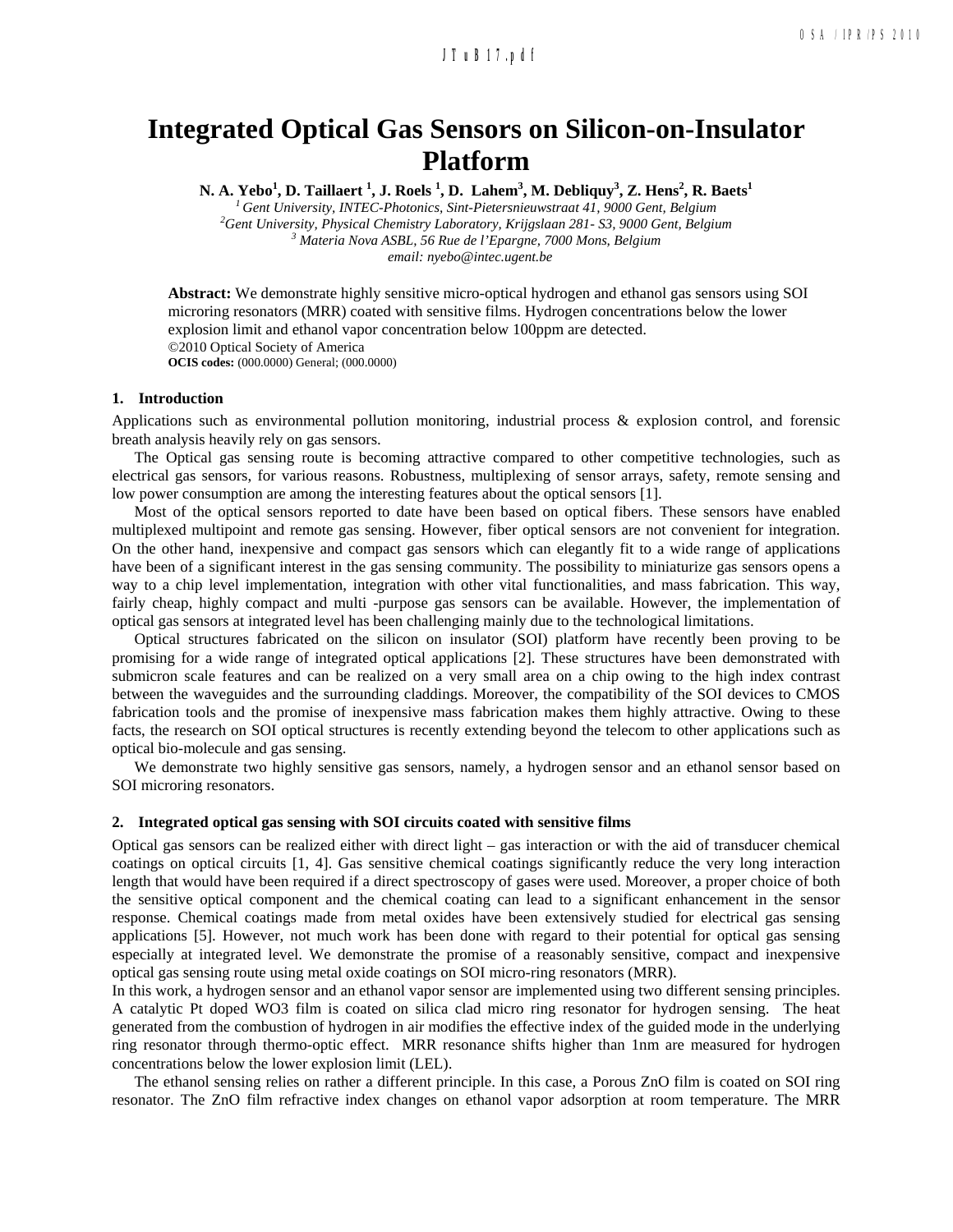# Integrated Optical Gas Sensors on Silicon-on-Insulator Platform

**N. A. Yebo[1], D. Taillaert [1], J. Roels [1], D. Lahem[3], M. Debliquy[3], Z. Hens[2], R. Baets[1]**

*[1] Gent University, INTEC-Photonics, Sint-Pietersnieuwstraat 41, 9000 Gent, Belgium*
*[2] Gent University, Physical Chemistry Laboratory, Krijgslaan 281- S3, 9000 Gent, Belgium*
*[3] Materia Nova ASBL, 56 Rue de l'Epargne, 7000 Mons, Belgium*
*email: nyebo@intec.ugent.be*

**Abstract:** We demonstrate highly sensitive micro-optical hydrogen and ethanol gas sensors using SOI microring resonators (MRR) coated with sensitive films. Hydrogen concentrations below the lower explosion limit and ethanol vapor concentration below 100ppm are detected.
©2010 Optical Society of America
**OCIS codes:** (000.0000) General; (000.0000)

## 1. Introduction

Applications such as environmental pollution monitoring, industrial process & explosion control, and forensic breath analysis heavily rely on gas sensors.

The Optical gas sensing route is becoming attractive compared to other competitive technologies, such as electrical gas sensors, for various reasons. Robustness, multiplexing of sensor arrays, safety, remote sensing and low power consumption are among the interesting features about the optical sensors [1].

Most of the optical sensors reported to date have been based on optical fibers. These sensors have enabled multiplexed multipoint and remote gas sensing. However, fiber optical sensors are not convenient for integration. On the other hand, inexpensive and compact gas sensors which can elegantly fit to a wide range of applications have been of a significant interest in the gas sensing community. The possibility to miniaturize gas sensors opens a way to a chip level implementation, integration with other vital functionalities, and mass fabrication. This way, fairly cheap, highly compact and multi -purpose gas sensors can be available. However, the implementation of optical gas sensors at integrated level has been challenging mainly due to the technological limitations.

Optical structures fabricated on the silicon on insulator (SOI) platform have recently been proving to be promising for a wide range of integrated optical applications [2]. These structures have been demonstrated with submicron scale features and can be realized on a very small area on a chip owing to the high index contrast between the waveguides and the surrounding claddings. Moreover, the compatibility of the SOI devices to CMOS fabrication tools and the promise of inexpensive mass fabrication makes them highly attractive. Owing to these facts, the research on SOI optical structures is recently extending beyond the telecom to other applications such as optical bio-molecule and gas sensing.

We demonstrate two highly sensitive gas sensors, namely, a hydrogen sensor and an ethanol sensor based on SOI microring resonators.

## 2. Integrated optical gas sensing with SOI circuits coated with sensitive films

Optical gas sensors can be realized either with direct light – gas interaction or with the aid of transducer chemical coatings on optical circuits [1, 4]. Gas sensitive chemical coatings significantly reduce the very long interaction length that would have been required if a direct spectroscopy of gases were used. Moreover, a proper choice of both the sensitive optical component and the chemical coating can lead to a significant enhancement in the sensor response. Chemical coatings made from metal oxides have been extensively studied for electrical gas sensing applications [5]. However, not much work has been done with regard to their potential for optical gas sensing especially at integrated level. We demonstrate the promise of a reasonably sensitive, compact and inexpensive optical gas sensing route using metal oxide coatings on SOI micro-ring resonators (MRR).

In this work, a hydrogen sensor and an ethanol vapor sensor are implemented using two different sensing principles. A catalytic Pt doped $WO_3$ film is coated on silica clad micro ring resonator for hydrogen sensing. The heat generated from the combustion of hydrogen in air modifies the effective index of the guided mode in the underlying ring resonator through thermo-optic effect. MRR resonance shifts higher than 1nm are measured for hydrogen concentrations below the lower explosion limit (LEL).

The ethanol sensing relies on rather a different principle. In this case, a Porous ZnO film is coated on SOI ring resonator. The ZnO film refractive index changes on ethanol vapor adsorption at room temperature. The MRR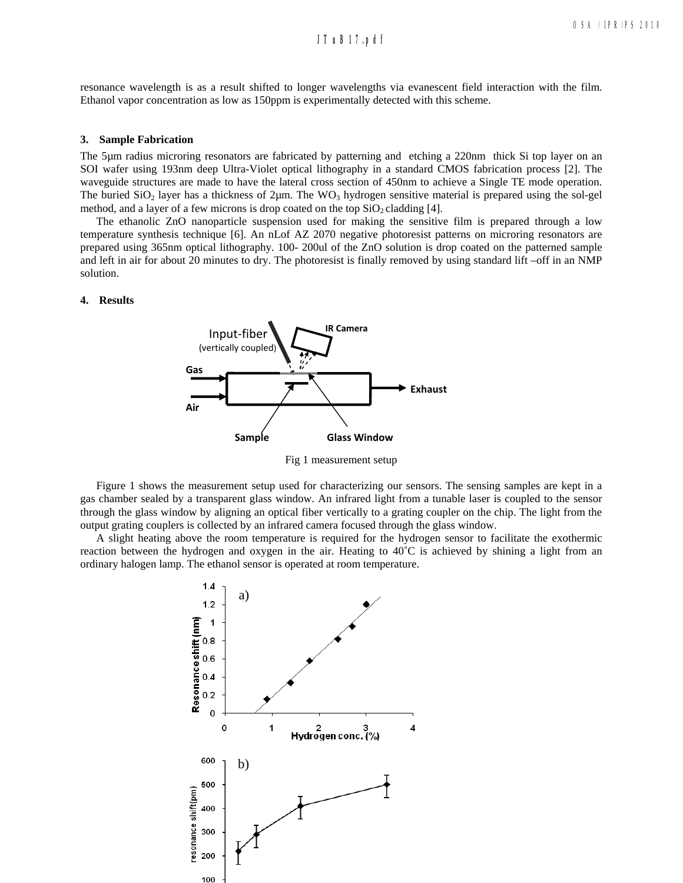resonance wavelength is as a result shifted to longer wavelengths via evanescent field interaction with the film. Ethanol vapor concentration as low as 150ppm is experimentally detected with this scheme.

### 3. Sample Fabrication

The 5µm radius microring resonators are fabricated by patterning and etching a 220nm thick Si top layer on an SOI wafer using 193nm deep Ultra-Violet optical lithography in a standard CMOS fabrication process [2]. The waveguide structures are made to have the lateral cross section of 450nm to achieve a Single TE mode operation. The buried $SiO_2$ layer has a thickness of 2µm. The $WO_3$ hydrogen sensitive material is prepared using the sol-gel method, and a layer of a few microns is drop coated on the top $SiO_2$ cladding [4].

The ethanolic ZnO nanoparticle suspension used for making the sensitive film is prepared through a low temperature synthesis technique [6]. An nLof AZ 2070 negative photoresist patterns on microring resonators are prepared using 365nm optical lithography. 100- 200ul of the ZnO solution is drop coated on the patterned sample and left in air for about 20 minutes to dry. The photoresist is finally removed by using standard lift –off in an NMP solution.

### 4. Results

Fig 1 measurement setup

Figure 1 shows the measurement setup used for characterizing our sensors. The sensing samples are kept in a gas chamber sealed by a transparent glass window. An infrared light from a tunable laser is coupled to the sensor through the glass window by aligning an optical fiber vertically to a grating coupler on the chip. The light from the output grating couplers is collected by an infrared camera focused through the glass window.

A slight heating above the room temperature is required for the hydrogen sensor to facilitate the exothermic reaction between the hydrogen and oxygen in the air. Heating to 40˚C is achieved by shining a light from an ordinary halogen lamp. The ethanol sensor is operated at room temperature.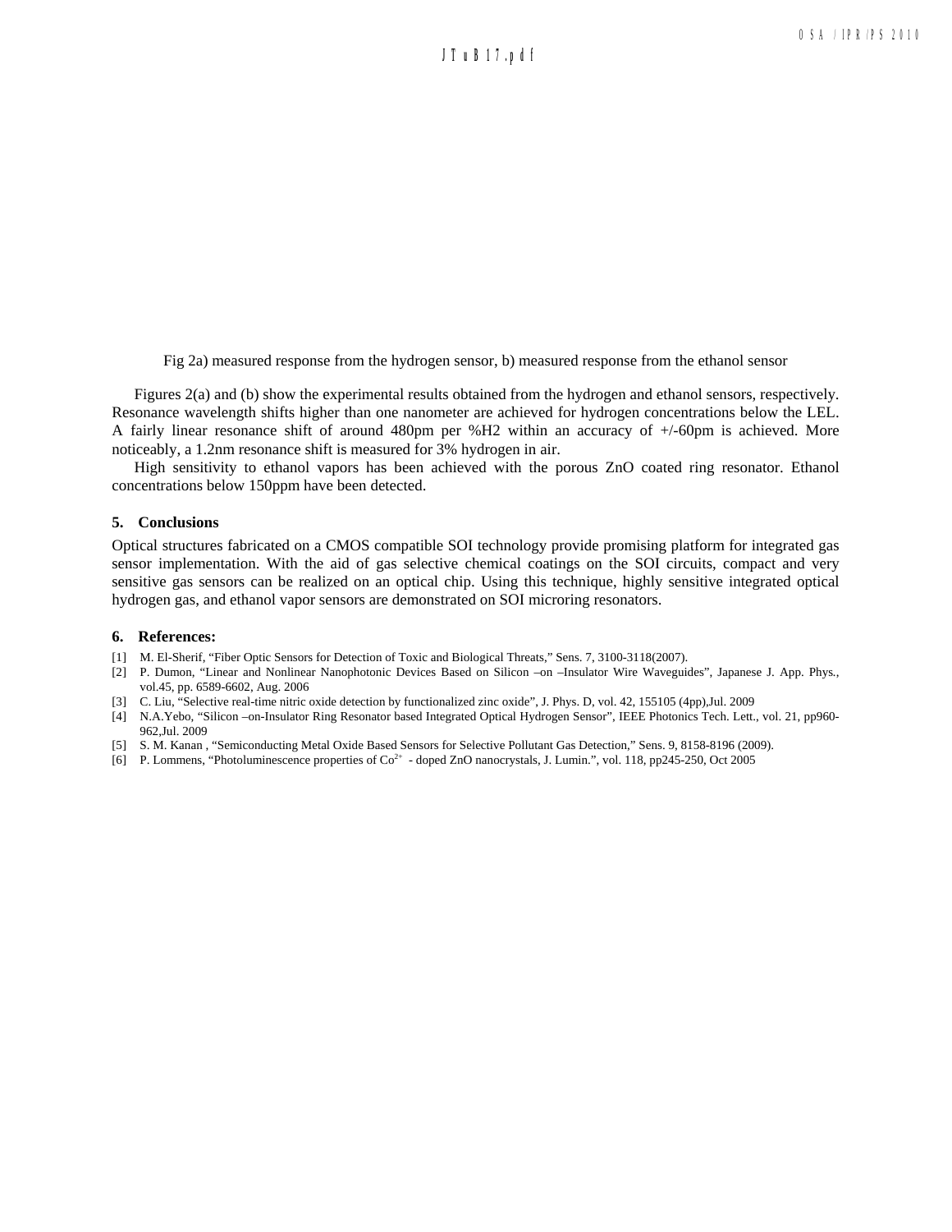Fig 2a) measured response from the hydrogen sensor, b) measured response from the ethanol sensor

Figures 2(a) and (b) show the experimental results obtained from the hydrogen and ethanol sensors, respectively. Resonance wavelength shifts higher than one nanometer are achieved for hydrogen concentrations below the LEL. A fairly linear resonance shift of around 480pm per %H2 within an accuracy of +/-60pm is achieved. More noticeably, a 1.2nm resonance shift is measured for 3% hydrogen in air.

High sensitivity to ethanol vapors has been achieved with the porous ZnO coated ring resonator. Ethanol concentrations below 150ppm have been detected.

## 5. Conclusions

Optical structures fabricated on a CMOS compatible SOI technology provide promising platform for integrated gas sensor implementation. With the aid of gas selective chemical coatings on the SOI circuits, compact and very sensitive gas sensors can be realized on an optical chip. Using this technique, highly sensitive integrated optical hydrogen gas, and ethanol vapor sensors are demonstrated on SOI microring resonators.

## 6. References:

[1] M. El-Sherif, "Fiber Optic Sensors for Detection of Toxic and Biological Threats," Sens. 7, 3100-3118(2007).

[2] P. Dumon, "Linear and Nonlinear Nanophotonic Devices Based on Silicon –on –Insulator Wire Waveguides", Japanese J. App. Phys., vol.45, pp. 6589-6602, Aug. 2006

[3] C. Liu, "Selective real-time nitric oxide detection by functionalized zinc oxide", J. Phys. D, vol. 42, 155105 (4pp),Jul. 2009

[4] N.A.Yebo, "Silicon –on-Insulator Ring Resonator based Integrated Optical Hydrogen Sensor", IEEE Photonics Tech. Lett., vol. 21, pp960-962,Jul. 2009

[5] S. M. Kanan , "Semiconducting Metal Oxide Based Sensors for Selective Pollutant Gas Detection," Sens. 9, 8158-8196 (2009).

[6] P. Lommens, "Photoluminescence properties of $Co^{2+}$ - doped ZnO nanocrystals, J. Lumin.", vol. 118, pp245-250, Oct 2005